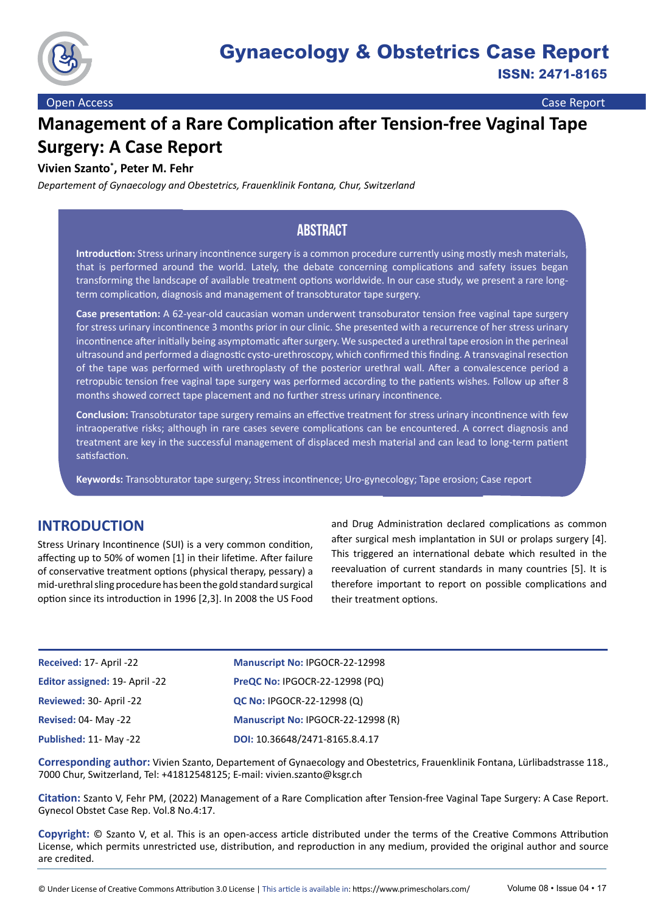Open Access | Case Report

# Management of a Rare Complication after Tension-free Vaginal Tape Surgery: A Case Report

**Vivien Szanto*, Peter M. Fehr**

*Departement of Gynaecology and Obestetrics, Frauenklinik Fontana, Chur, Switzerland*

## ABSTRACT

**Introduction:** Stress urinary incontinence surgery is a common procedure currently using mostly mesh materials, that is performed around the world. Lately, the debate concerning complications and safety issues began transforming the landscape of available treatment options worldwide. In our case study, we present a rare long-term complication, diagnosis and management of transobturator tape surgery.

**Case presentation:** A 62-year-old caucasian woman underwent transoburator tension free vaginal tape surgery for stress urinary incontinence 3 months prior in our clinic. She presented with a recurrence of her stress urinary incontinence after initially being asymptomatic after surgery. We suspected a urethral tape erosion in the perineal ultrasound and performed a diagnostic cysto-urethroscopy, which confirmed this finding. A transvaginal resection of the tape was performed with urethroplasty of the posterior urethral wall. After a convalescence period a retropubic tension free vaginal tape surgery was performed according to the patients wishes. Follow up after 8 months showed correct tape placement and no further stress urinary incontinence.

**Conclusion:** Transobturator tape surgery remains an effective treatment for stress urinary incontinence with few intraoperative risks; although in rare cases severe complications can be encountered. A correct diagnosis and treatment are key in the successful management of displaced mesh material and can lead to long-term patient satisfaction.

**Keywords:** Transobturator tape surgery; Stress incontinence; Uro-gynecology; Tape erosion; Case report

## INTRODUCTION

Stress Urinary Incontinence (SUI) is a very common condition, affecting up to 50% of women [1] in their lifetime. After failure of conservative treatment options (physical therapy, pessary) a mid-urethral sling procedure has been the gold standard surgical option since its introduction in 1996 [2,3]. In 2008 the US Food and Drug Administration declared complications as common after surgical mesh implantation in SUI or prolaps surgery [4]. This triggered an international debate which resulted in the reevaluation of current standards in many countries [5]. It is therefore important to report on possible complications and their treatment options.

| | |
|---|---|
| **Received:** 17- April -22 | **Manuscript No:** IPGOCR-22-12998 |
| **Editor assigned:** 19- April -22 | **PreQC No:** IPGOCR-22-12998 (PQ) |
| **Reviewed:** 30- April -22 | **QC No:** IPGOCR-22-12998 (Q) |
| **Revised:** 04- May -22 | **Manuscript No:** IPGOCR-22-12998 (R) |
| **Published:** 11- May -22 | **DOI:** 10.36648/2471-8165.8.4.17 |

**Corresponding author:** Vivien Szanto, Departement of Gynaecology and Obestetrics, Frauenklinik Fontana, Lürlibadstrasse 118., 7000 Chur, Switzerland, Tel: +41812548125; E-mail: vivien.szanto@ksgr.ch

**Citation:** Szanto V, Fehr PM, (2022) Management of a Rare Complication after Tension-free Vaginal Tape Surgery: A Case Report. Gynecol Obstet Case Rep. Vol.8 No.4:17.

**Copyright:** © Szanto V, et al. This is an open-access article distributed under the terms of the Creative Commons Attribution License, which permits unrestricted use, distribution, and reproduction in any medium, provided the original author and source are credited.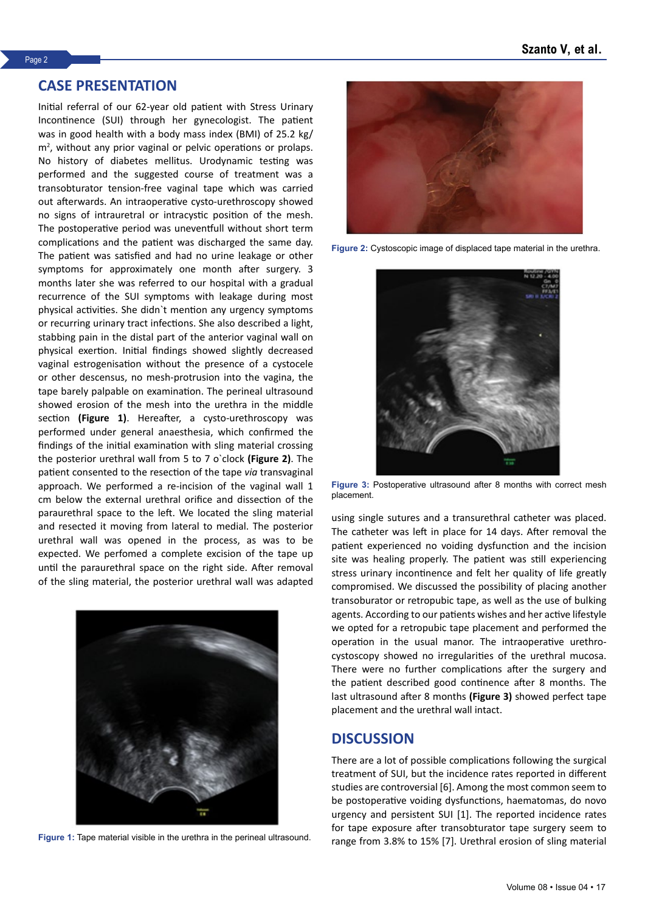## CASE PRESENTATION

Initial referral of our 62-year old patient with Stress Urinary Incontinence (SUI) through her gynecologist. The patient was in good health with a body mass index (BMI) of 25.2 kg/m$^2$, without any prior vaginal or pelvic operations or prolaps. No history of diabetes mellitus. Urodynamic testing was performed and the suggested course of treatment was a transobturator tension-free vaginal tape which was carried out afterwards. An intraoperative cysto-urethroscopy showed no signs of intrauretral or intracystic position of the mesh. The postoperative period was uneventfull without short term complications and the patient was discharged the same day. The patient was satisfied and had no urine leakage or other symptoms for approximately one month after surgery. 3 months later she was referred to our hospital with a gradual recurrence of the SUI symptoms with leakage during most physical activities. She didn`t mention any urgency symptoms or recurring urinary tract infections. She also described a light, stabbing pain in the distal part of the anterior vaginal wall on physical exertion. Initial findings showed slightly decreased vaginal estrogenisation without the presence of a cystocele or other descensus, no mesh-protrusion into the vagina, the tape barely palpable on examination. The perineal ultrasound showed erosion of the mesh into the urethra in the middle section **(Figure 1)**. Hereafter, a cysto-urethroscopy was performed under general anaesthesia, which confirmed the findings of the initial examination with sling material crossing the posterior urethral wall from 5 to 7 o`clock **(Figure 2)**. The patient consented to the resection of the tape *via* transvaginal approach. We performed a re-incision of the vaginal wall 1 cm below the external urethral orifice and dissection of the paraurethral space to the left. We located the sling material and resected it moving from lateral to medial. The posterior urethral wall was opened in the process, as was to be expected. We perfomed a complete excision of the tape up until the paraurethral space on the right side. After removal of the sling material, the posterior urethral wall was adapted using single sutures and a transurethral catheter was placed. The catheter was left in place for 14 days. After removal the patient experienced no voiding dysfunction and the incision site was healing properly. The patient was still experiencing stress urinary incontinence and felt her quality of life greatly compromised. We discussed the possibility of placing another transobturator or retropubic tape, as well as the use of bulking agents. According to our patients wishes and her active lifestyle we opted for a retropubic tape placement and performed the operation in the usual manor. The intraoperative urethro-cystoscopy showed no irregularities of the urethral mucosa. There were no further complications after the surgery and the patient described good continence after 8 months. The last ultrasound after 8 months **(Figure 3)** showed perfect tape placement and the urethral wall intact.

**Figure 1:** Tape material visible in the urethra in the perineal ultrasound.

**Figure 2:** Cystoscopic image of displaced tape material in the urethra.

**Figure 3:** Postoperative ultrasound after 8 months with correct mesh placement.

## DISCUSSION

There are a lot of possible complications following the surgical treatment of SUI, but the incidence rates reported in different studies are controversial [6]. Among the most common seem to be postoperative voiding dysfunctions, haematomas, do novo urgency and persistent SUI [1]. The reported incidence rates for tape exposure after transobturator tape surgery seem to range from 3.8% to 15% [7]. Urethral erosion of sling material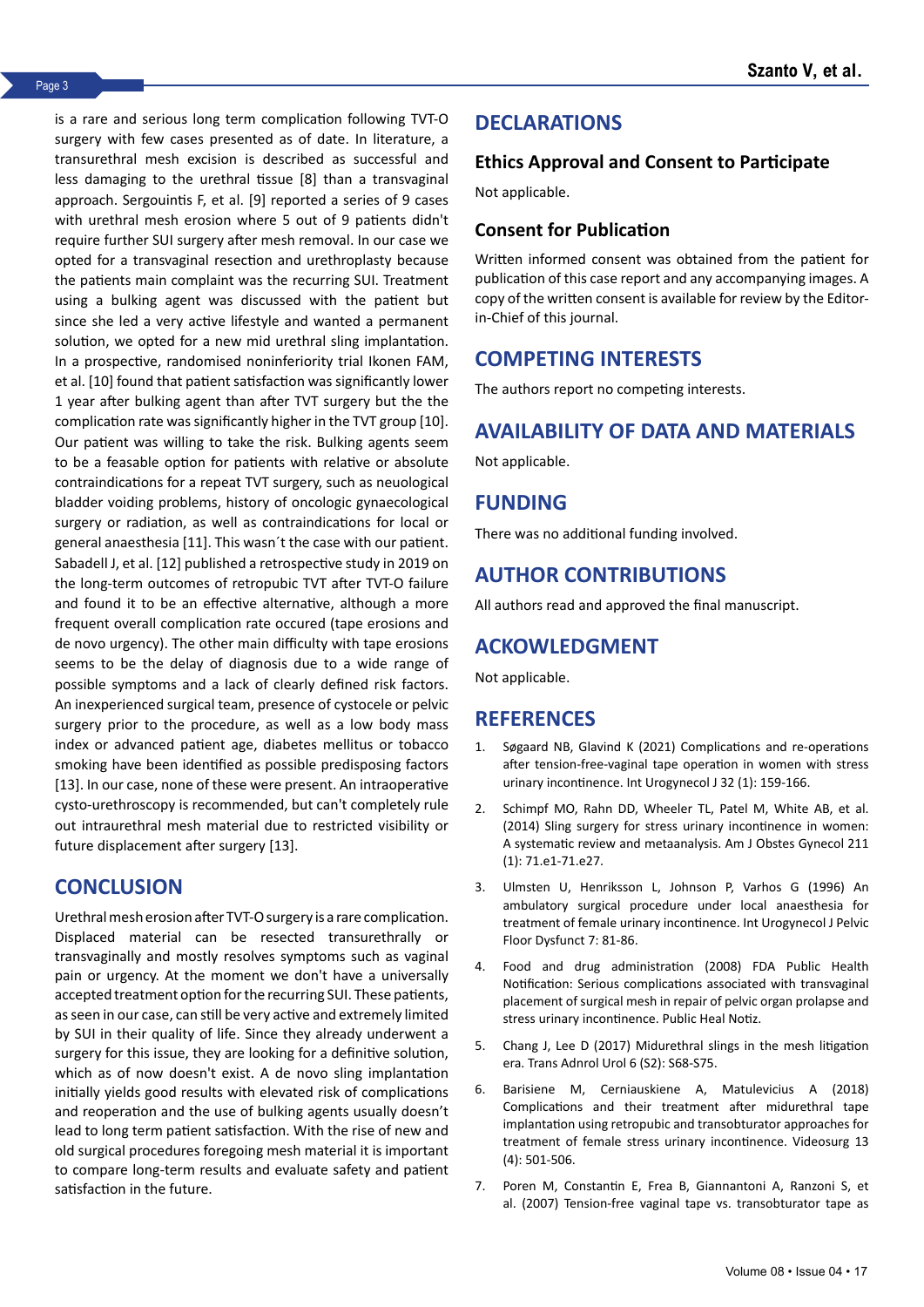is a rare and serious long term complication following TVT-O surgery with few cases presented as of date. In literature, a transurethral mesh excision is described as successful and less damaging to the urethral tissue [8] than a transvaginal approach. Sergouintis F, et al. [9] reported a series of 9 cases with urethral mesh erosion where 5 out of 9 patients didn't require further SUI surgery after mesh removal. In our case we opted for a transvaginal resection and urethroplasty because the patients main complaint was the recurring SUI. Treatment using a bulking agent was discussed with the patient but since she led a very active lifestyle and wanted a permanent solution, we opted for a new mid urethral sling implantation. In a prospective, randomised noninferiority trial Ikonen FAM, et al. [10] found that patient satisfaction was significantly lower 1 year after bulking agent than after TVT surgery but the the complication rate was significantly higher in the TVT group [10]. Our patient was willing to take the risk. Bulking agents seem to be a feasable option for patients with relative or absolute contraindications for a repeat TVT surgery, such as neuological bladder voiding problems, history of oncologic gynaecological surgery or radiation, as well as contraindications for local or general anaesthesia [11]. This wasn´t the case with our patient. Sabadell J, et al. [12] published a retrospective study in 2019 on the long-term outcomes of retropubic TVT after TVT-O failure and found it to be an effective alternative, although a more frequent overall complication rate occured (tape erosions and de novo urgency). The other main difficulty with tape erosions seems to be the delay of diagnosis due to a wide range of possible symptoms and a lack of clearly defined risk factors. An inexperienced surgical team, presence of cystocele or pelvic surgery prior to the procedure, as well as a low body mass index or advanced patient age, diabetes mellitus or tobacco smoking have been identified as possible predisposing factors [13]. In our case, none of these were present. An intraoperative cysto-urethroscopy is recommended, but can't completely rule out intraurethral mesh material due to restricted visibility or future displacement after surgery [13].

## CONCLUSION

Urethral mesh erosion after TVT-O surgery is a rare complication. Displaced material can be resected transurethrally or transvaginally and mostly resolves symptoms such as vaginal pain or urgency. At the moment we don't have a universally accepted treatment option for the recurring SUI. These patients, as seen in our case, can still be very active and extremely limited by SUI in their quality of life. Since they already underwent a surgery for this issue, they are looking for a definitive solution, which as of now doesn't exist. A de novo sling implantation initially yields good results with elevated risk of complications and reoperation and the use of bulking agents usually doesn't lead to long term patient satisfaction. With the rise of new and old surgical procedures foregoing mesh material it is important to compare long-term results and evaluate safety and patient satisfaction in the future.

## DECLARATIONS

### Ethics Approval and Consent to Participate

Not applicable.

### Consent for Publication

Written informed consent was obtained from the patient for publication of this case report and any accompanying images. A copy of the written consent is available for review by the Editor-in-Chief of this journal.

## COMPETING INTERESTS

The authors report no competing interests.

## AVAILABILITY OF DATA AND MATERIALS

Not applicable.

## FUNDING

There was no additional funding involved.

## AUTHOR CONTRIBUTIONS

All authors read and approved the final manuscript.

## ACKOWLEDGMENT

Not applicable.

## REFERENCES

1. Søgaard NB, Glavind K (2021) Complications and re-operations after tension-free-vaginal tape operation in women with stress urinary incontinence. Int Urogynecol J 32 (1): 159-166.
2. Schimpf MO, Rahn DD, Wheeler TL, Patel M, White AB, et al. (2014) Sling surgery for stress urinary incontinence in women: A systematic review and metaanalysis. Am J Obstes Gynecol 211 (1): 71.e1-71.e27.
3. Ulmsten U, Henriksson L, Johnson P, Varhos G (1996) An ambulatory surgical procedure under local anaesthesia for treatment of female urinary incontinence. Int Urogynecol J Pelvic Floor Dysfunct 7: 81-86.
4. Food and drug administration (2008) FDA Public Health Notification: Serious complications associated with transvaginal placement of surgical mesh in repair of pelvic organ prolapse and stress urinary incontinence. Public Heal Notiz.
5. Chang J, Lee D (2017) Midurethral slings in the mesh litigation era. Trans Adnrol Urol 6 (S2): S68-S75.
6. Barisiene M, Cerniauskiene A, Matulevicius A (2018) Complications and their treatment after midurethral tape implantation using retropubic and transobturator approaches for treatment of female stress urinary incontinence. Videosurg 13 (4): 501-506.
7. Poren M, Constantin E, Frea B, Giannantoni A, Ranzoni S, et al. (2007) Tension-free vaginal tape vs. transobturator tape as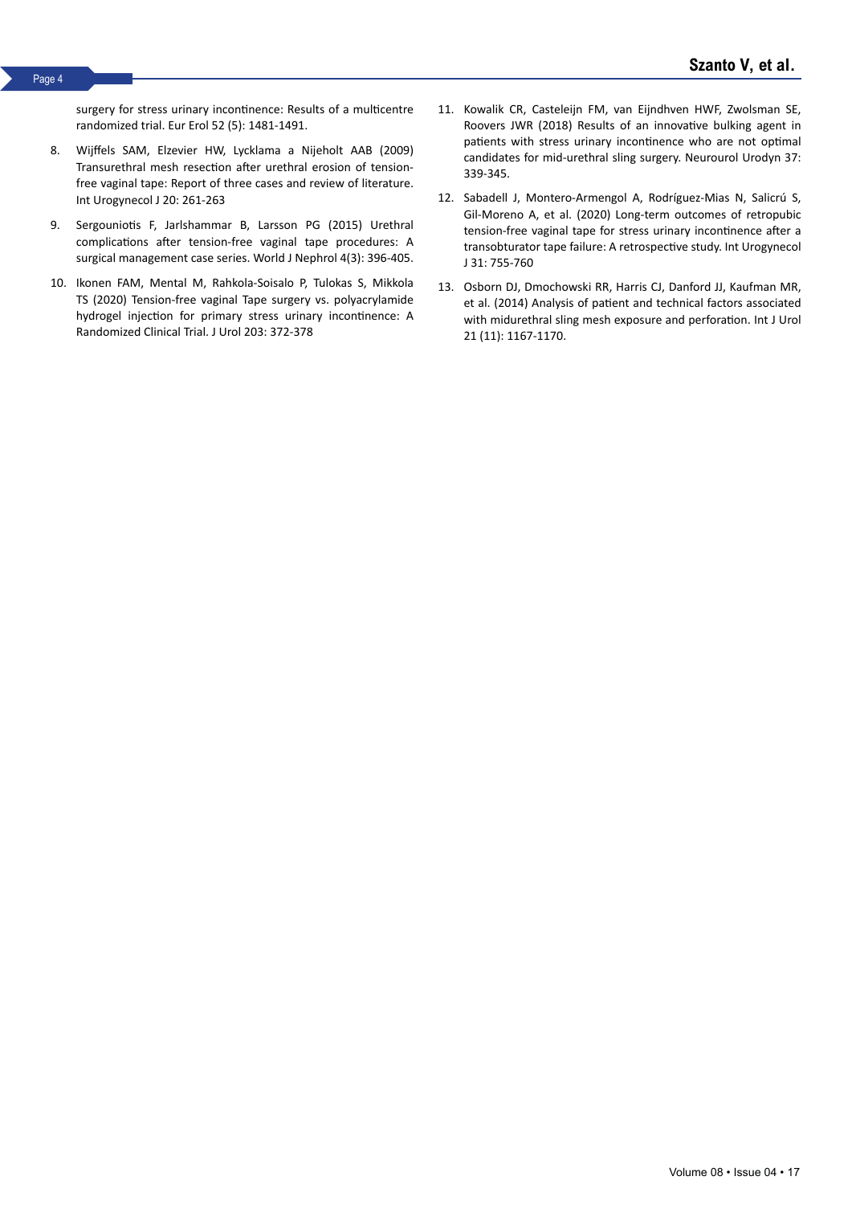surgery for stress urinary incontinence: Results of a multicentre randomized trial. Eur Erol 52 (5): 1481-1491.

8. Wijffels SAM, Elzevier HW, Lycklama a Nijeholt AAB (2009) Transurethral mesh resection after urethral erosion of tension-free vaginal tape: Report of three cases and review of literature. Int Urogynecol J 20: 261-263

9. Sergouniotis F, Jarlshammar B, Larsson PG (2015) Urethral complications after tension-free vaginal tape procedures: A surgical management case series. World J Nephrol 4(3): 396-405.

10. Ikonen FAM, Mental M, Rahkola-Soisalo P, Tulokas S, Mikkola TS (2020) Tension-free vaginal Tape surgery vs. polyacrylamide hydrogel injection for primary stress urinary incontinence: A Randomized Clinical Trial. J Urol 203: 372-378

11. Kowalik CR, Casteleijn FM, van Eijndhven HWF, Zwolsman SE, Roovers JWR (2018) Results of an innovative bulking agent in patients with stress urinary incontinence who are not optimal candidates for mid-urethral sling surgery. Neurourol Urodyn 37: 339-345.

12. Sabadell J, Montero-Armengol A, Rodríguez-Mias N, Salicrú S, Gil-Moreno A, et al. (2020) Long-term outcomes of retropubic tension-free vaginal tape for stress urinary incontinence after a transobturator tape failure: A retrospective study. Int Urogynecol J 31: 755-760

13. Osborn DJ, Dmochowski RR, Harris CJ, Danford JJ, Kaufman MR, et al. (2014) Analysis of patient and technical factors associated with midurethral sling mesh exposure and perforation. Int J Urol 21 (11): 1167-1170.